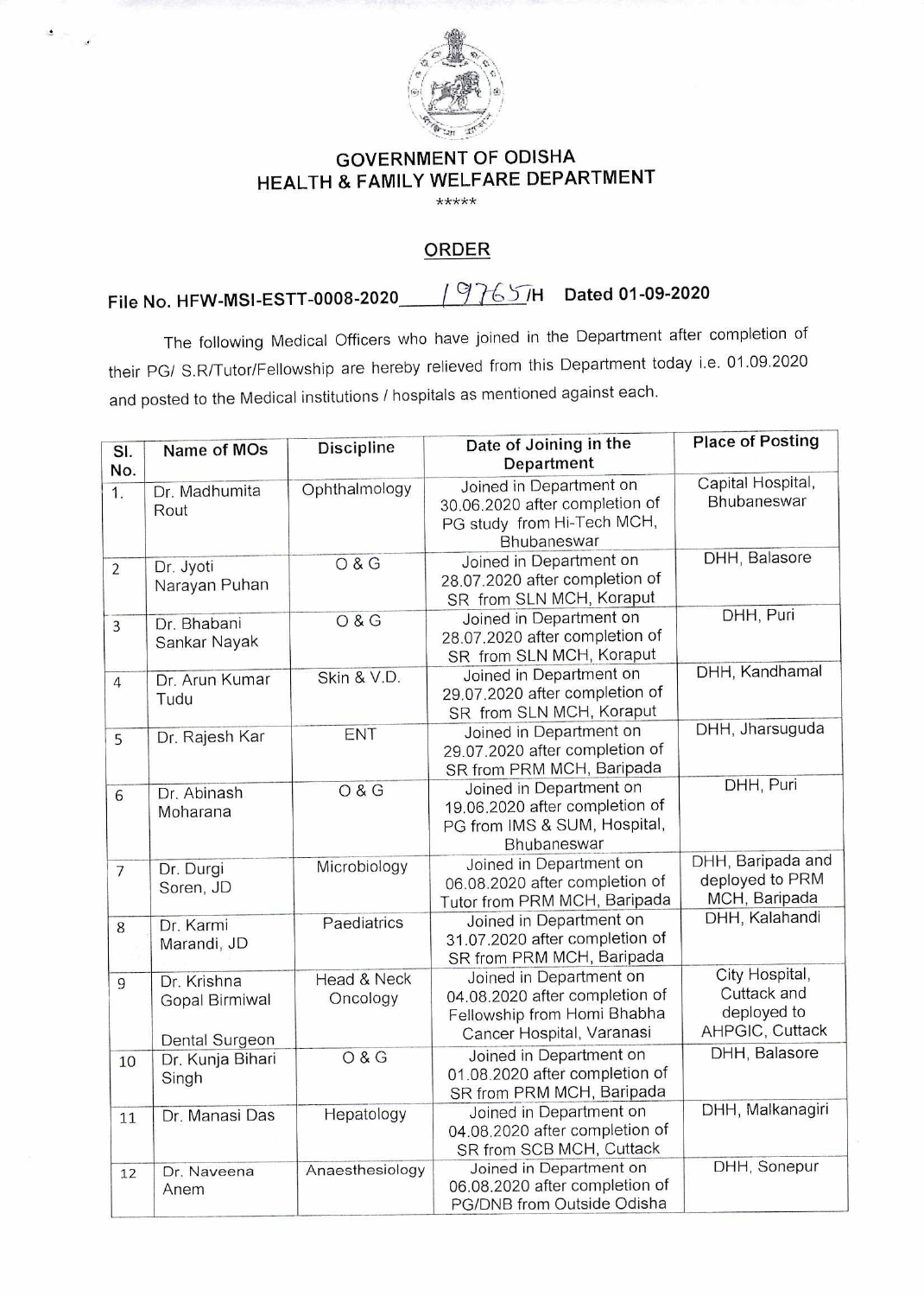**GOVERNMENT OF ODISHA**
**HEALTH & FAMILY WELFARE DEPARTMENT**

\*\*\*\*\*

## ORDER

**File No. HFW-MSI-ESTT-0008-2020\_\_\_\_19765/H Dated 01-09-2020**

The following Medical Officers who have joined in the Department after completion of their PG/ S.R/Tutor/Fellowship are hereby relieved from this Department today i.e. 01.09.2020 and posted to the Medical institutions / hospitals as mentioned against each.

| Sl. No. | Name of MOs | Discipline | Date of Joining in the Department | Place of Posting |
|---|---|---|---|---|
| 1. | Dr. Madhumita Rout | Ophthalmology | Joined in Department on 30.06.2020 after completion of PG study from Hi-Tech MCH, Bhubaneswar | Capital Hospital, Bhubaneswar |
| 2 | Dr. Jyoti Narayan Puhan | O & G | Joined in Department on 28.07.2020 after completion of SR from SLN MCH, Koraput | DHH, Balasore |
| 3 | Dr. Bhabani Sankar Nayak | O & G | Joined in Department on 28.07.2020 after completion of SR from SLN MCH, Koraput | DHH, Puri |
| 4 | Dr. Arun Kumar Tudu | Skin & V.D. | Joined in Department on 29.07.2020 after completion of SR from SLN MCH, Koraput | DHH, Kandhamal |
| 5 | Dr. Rajesh Kar | ENT | Joined in Department on 29.07.2020 after completion of SR from PRM MCH, Baripada | DHH, Jharsuguda |
| 6 | Dr. Abinash Moharana | O & G | Joined in Department on 19.06.2020 after completion of PG from IMS & SUM, Hospital, Bhubaneswar | DHH, Puri |
| 7 | Dr. Durgi Soren, JD | Microbiology | Joined in Department on 06.08.2020 after completion of Tutor from PRM MCH, Baripada | DHH, Baripada and deployed to PRM MCH, Baripada |
| 8 | Dr. Karmi Marandi, JD | Paediatrics | Joined in Department on 31.07.2020 after completion of SR from PRM MCH, Baripada | DHH, Kalahandi |
| 9 | Dr. Krishna Gopal Birmiwal<br><br>Dental Surgeon | Head & Neck Oncology | Joined in Department on 04.08.2020 after completion of Fellowship from Homi Bhabha Cancer Hospital, Varanasi | City Hospital, Cuttack and deployed to AHPGIC, Cuttack |
| 10 | Dr. Kunja Bihari Singh | O & G | Joined in Department on 01.08.2020 after completion of SR from PRM MCH, Baripada | DHH, Balasore |
| 11 | Dr. Manasi Das | Hepatology | Joined in Department on 04.08.2020 after completion of SR from SCB MCH, Cuttack | DHH, Malkanagiri |
| 12 | Dr. Naveena Anem | Anaesthesiology | Joined in Department on 06.08.2020 after completion of PG/DNB from Outside Odisha | DHH, Sonepur |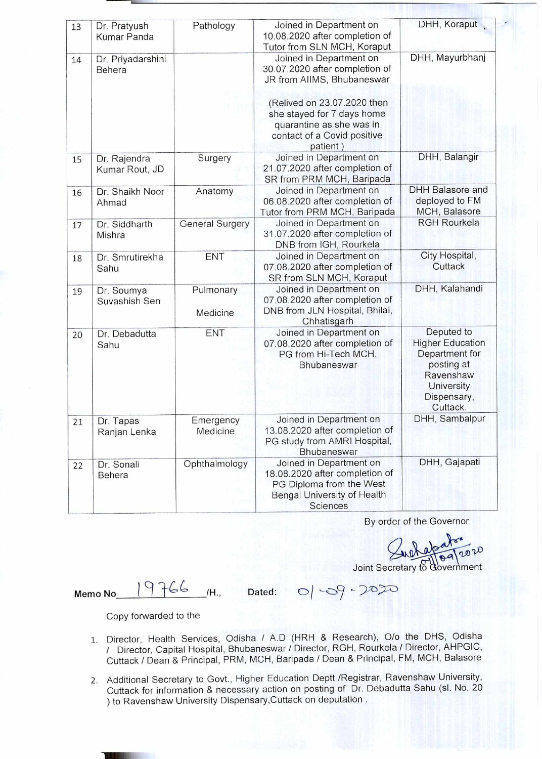| 13 | Dr. Pratyush Kumar Panda | Pathology | Joined in Department on 10.08.2020 after completion of Tutor from SLN MCH, Koraput | DHH, Koraput |
|---|---|---|---|---|
| 14 | Dr. Priyadarshini Behera | | Joined in Department on 30.07.2020 after completion of JR from AIIMS, Bhubaneswar<br><br>(Relived on 23.07.2020 then she stayed for 7 days home quarantine as she was in contact of a Covid positive patient ) | DHH, Mayurbhanj |
| 15 | Dr. Rajendra Kumar Rout, JD | Surgery | Joined in Department on 21.07.2020 after completion of SR from PRM MCH, Baripada | DHH, Balangir |
| 16 | Dr. Shaikh Noor Ahmad | Anatomy | Joined in Department on 06.08.2020 after completion of Tutor from PRM MCH, Baripada | DHH Balasore and deployed to FM MCH, Balasore |
| 17 | Dr. Siddharth Mishra | General Surgery | Joined in Department on 31.07.2020 after completion of DNB from IGH, Rourkela | RGH Rourkela |
| 18 | Dr. Smrutirekha Sahu | ENT | Joined in Department on 07.08.2020 after completion of SR from SLN MCH, Koraput | City Hospital, Cuttack |
| 19 | Dr. Soumya Suvashish Sen | Pulmonary Medicine | Joined in Department on 07.08.2020 after completion of DNB from JLN Hospital, Bhilai, Chhatisgarh | DHH, Kalahandi |
| 20 | Dr. Debadutta Sahu | ENT | Joined in Department on 07.08.2020 after completion of PG from Hi-Tech MCH, Bhubaneswar | Deputed to Higher Education Department for posting at Ravenshaw University Dispensary, Cuttack. |
| 21 | Dr. Tapas Ranjan Lenka | Emergency Medicine | Joined in Department on 13.08.2020 after completion of PG study from AMRI Hospital, Bhubaneswar | DHH, Sambalpur |
| 22 | Dr. Sonali Behera | Ophthalmology | Joined in Department on 18.08.2020 after completion of PG Diploma from the West Bengal University of Health Sciences | DHH, Gajapati |

By order of the Governor

Sd/- 01/09/2020
Joint Secretary to Government

**Memo No** 19766 /H., **Dated:** 01-09-2020

Copy forwarded to the

1. Director, Health Services, Odisha / A.D (HRH & Research), O/o the DHS, Odisha / Director, Capital Hospital, Bhubaneswar / Director, RGH, Rourkela / Director, AHPGIC, Cuttack / Dean & Principal, PRM, MCH, Baripada / Dean & Principal, FM, MCH, Balasore
2. Additional Secretary to Govt., Higher Education Deptt /Registrar, Ravenshaw University, Cuttack for information & necessary action on posting of Dr. Debadutta Sahu (sl. No. 20 ) to Ravenshaw University Dispensary,Cuttack on deputation .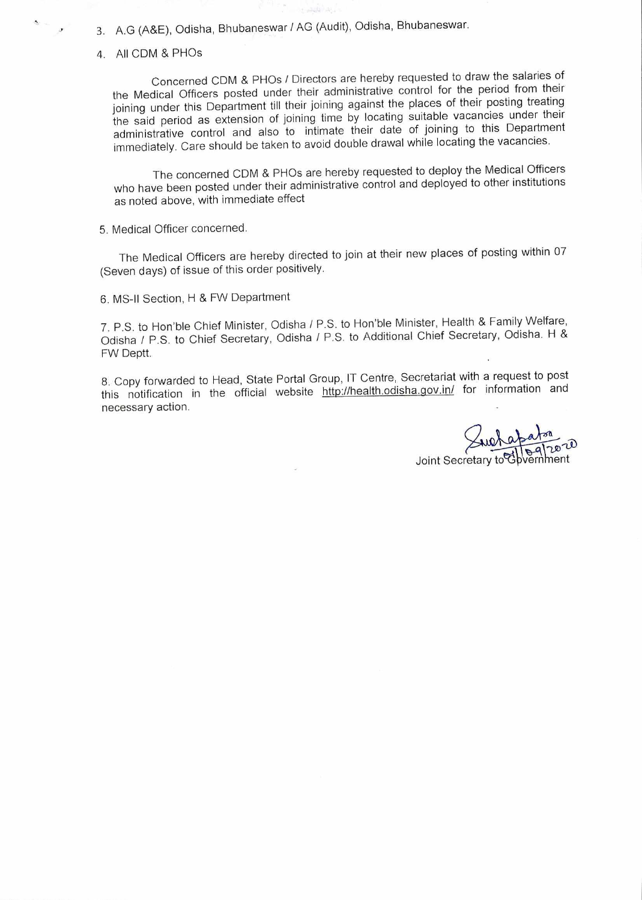3. A.G (A&E), Odisha, Bhubaneswar / AG (Audit), Odisha, Bhubaneswar.

4. All CDM & PHOs

Concerned CDM & PHOs / Directors are hereby requested to draw the salaries of the Medical Officers posted under their administrative control for the period from their joining under this Department till their joining against the places of their posting treating the said period as extension of joining time by locating suitable vacancies under their administrative control and also to intimate their date of joining to this Department immediately. Care should be taken to avoid double drawal while locating the vacancies.

The concerned CDM & PHOs are hereby requested to deploy the Medical Officers who have been posted under their administrative control and deployed to other institutions as noted above, with immediate effect

5. Medical Officer concerned.

The Medical Officers are hereby directed to join at their new places of posting within 07 (Seven days) of issue of this order positively.

6. MS-II Section, H & FW Department

7. P.S. to Hon'ble Chief Minister, Odisha / P.S. to Hon'ble Minister, Health & Family Welfare, Odisha / P.S. to Chief Secretary, Odisha / P.S. to Additional Chief Secretary, Odisha. H & FW Deptt.

8. Copy forwarded to Head, State Portal Group, IT Centre, Secretariat with a request to post this notification in the official website http://health.odisha.gov.in/ for information and necessary action.

Joint Secretary to Government